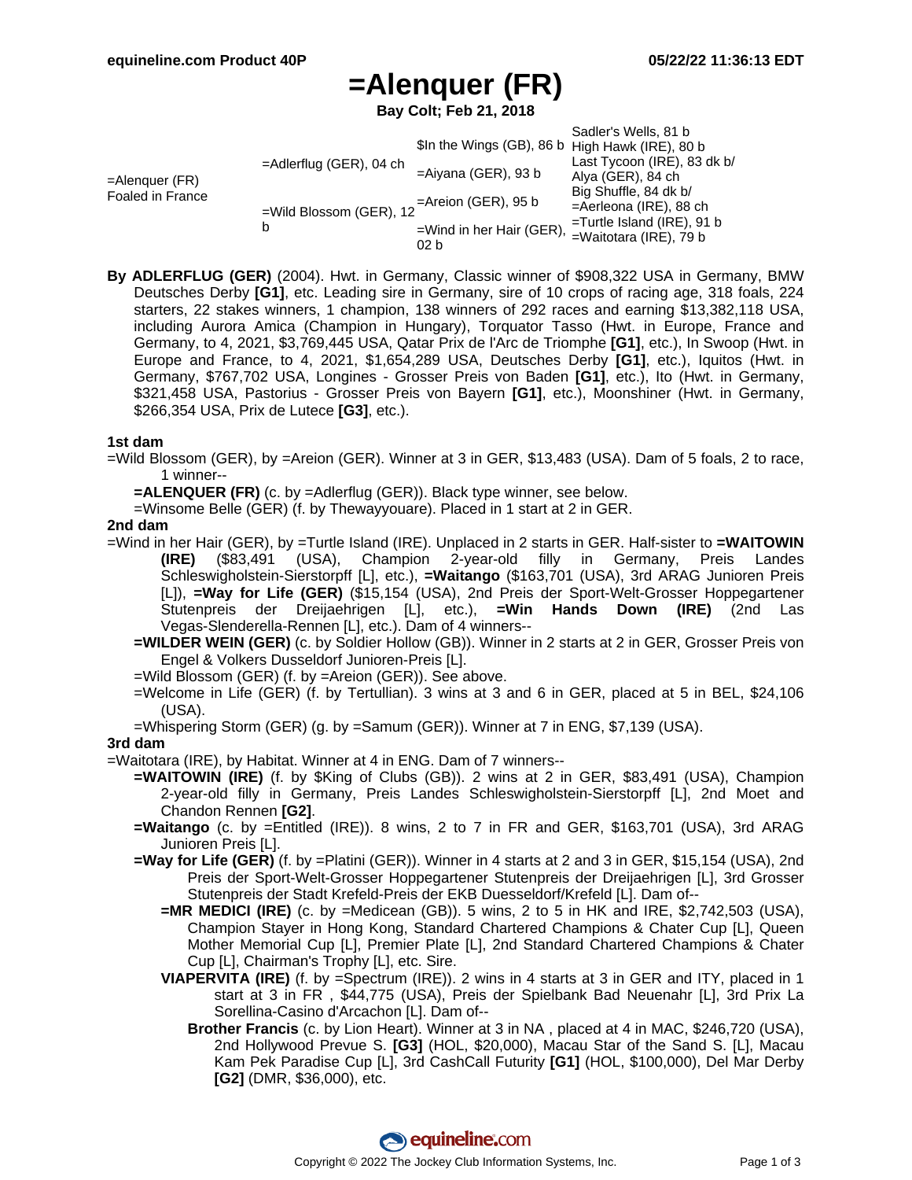# =Alenquer (FR)

**Bay Colt; Feb 21, 2018**

| | | | |
|---|---|---|---|
| =Alenquer (FR) Foaled in France | =Adlerflug (GER), 04 ch | $In the Wings (GB), 86 b | Sadler's Wells, 81 b |
| | | | High Hawk (IRE), 80 b |
| | | =Aiyana (GER), 93 b | Last Tycoon (IRE), 83 dk b/ |
| | | | Alya (GER), 84 ch |
| | =Wild Blossom (GER), 12 b | =Areion (GER), 95 b | Big Shuffle, 84 dk b/ |
| | | | =Aerleona (IRE), 88 ch |
| | | =Wind in her Hair (GER), 02 b | =Turtle Island (IRE), 91 b |
| | | | =Waitotara (IRE), 79 b |

**By ADLERFLUG (GER)** (2004). Hwt. in Germany, Classic winner of $908,322 USA in Germany, BMW Deutsches Derby **[G1]**, etc. Leading sire in Germany, sire of 10 crops of racing age, 318 foals, 224 starters, 22 stakes winners, 1 champion, 138 winners of 292 races and earning $13,382,118 USA, including Aurora Amica (Champion in Hungary), Torquator Tasso (Hwt. in Europe, France and Germany, to 4, 2021, $3,769,445 USA, Qatar Prix de l'Arc de Triomphe **[G1]**, etc.), In Swoop (Hwt. in Europe and France, to 4, 2021, $1,654,289 USA, Deutsches Derby **[G1]**, etc.), Iquitos (Hwt. in Germany, $767,702 USA, Longines - Grosser Preis von Baden **[G1]**, etc.), Ito (Hwt. in Germany, $321,458 USA, Pastorius - Grosser Preis von Bayern **[G1]**, etc.), Moonshiner (Hwt. in Germany, $266,354 USA, Prix de Lutece **[G3]**, etc.).

### 1st dam

=Wild Blossom (GER), by =Areion (GER). Winner at 3 in GER, $13,483 (USA). Dam of 5 foals, 2 to race, 1 winner--

- **=ALENQUER (FR)** (c. by =Adlerflug (GER)). Black type winner, see below.
- =Winsome Belle (GER) (f. by Thewayyouare). Placed in 1 start at 2 in GER.

### 2nd dam

=Wind in her Hair (GER), by =Turtle Island (IRE). Unplaced in 2 starts in GER. Half-sister to **=WAITOWIN (IRE)** ($83,491 (USA), Champion 2-year-old filly in Germany, Preis Landes Schleswigholstein-Sierstorpff [L], etc.), **=Waitango** ($163,701 (USA), 3rd ARAG Junioren Preis [L]), **=Way for Life (GER)** ($15,154 (USA), 2nd Preis der Sport-Welt-Grosser Hoppegartener Stutenpreis der Dreijaehrigen [L], etc.), **=Win Hands Down (IRE)** (2nd Las Vegas-Slenderella-Rennen [L], etc.). Dam of 4 winners--

- **=WILDER WEIN (GER)** (c. by Soldier Hollow (GB)). Winner in 2 starts at 2 in GER, Grosser Preis von Engel & Volkers Dusseldorf Junioren-Preis [L].
- =Wild Blossom (GER) (f. by =Areion (GER)). See above.
- =Welcome in Life (GER) (f. by Tertullian). 3 wins at 3 and 6 in GER, placed at 5 in BEL, $24,106 (USA).
- =Whispering Storm (GER) (g. by =Samum (GER)). Winner at 7 in ENG, $7,139 (USA).

### 3rd dam

=Waitotara (IRE), by Habitat. Winner at 4 in ENG. Dam of 7 winners--

- **=WAITOWIN (IRE)** (f. by $King of Clubs (GB)). 2 wins at 2 in GER, $83,491 (USA), Champion 2-year-old filly in Germany, Preis Landes Schleswigholstein-Sierstorpff [L], 2nd Moet and Chandon Rennen **[G2]**.
- **=Waitango** (c. by =Entitled (IRE)). 8 wins, 2 to 7 in FR and GER, $163,701 (USA), 3rd ARAG Junioren Preis [L].
- **=Way for Life (GER)** (f. by =Platini (GER)). Winner in 4 starts at 2 and 3 in GER, $15,154 (USA), 2nd Preis der Sport-Welt-Grosser Hoppegartener Stutenpreis der Dreijaehrigen [L], 3rd Grosser Stutenpreis der Stadt Krefeld-Preis der EKB Duesseldorf/Krefeld [L]. Dam of--
  - **=MR MEDICI (IRE)** (c. by =Medicean (GB)). 5 wins, 2 to 5 in HK and IRE, $2,742,503 (USA), Champion Stayer in Hong Kong, Standard Chartered Champions & Chater Cup [L], Queen Mother Memorial Cup [L], Premier Plate [L], 2nd Standard Chartered Champions & Chater Cup [L], Chairman's Trophy [L], etc. Sire.
  - **VIAPERVITA (IRE)** (f. by =Spectrum (IRE)). 2 wins in 4 starts at 3 in GER and ITY, placed in 1 start at 3 in FR , $44,775 (USA), Preis der Spielbank Bad Neuenahr [L], 3rd Prix La Sorellina-Casino d'Arcachon [L]. Dam of--
    - **Brother Francis** (c. by Lion Heart). Winner at 3 in NA , placed at 4 in MAC, $246,720 (USA), 2nd Hollywood Prevue S. **[G3]** (HOL, $20,000), Macau Star of the Sand S. [L], Macau Kam Pek Paradise Cup [L], 3rd CashCall Futurity **[G1]** (HOL, $100,000), Del Mar Derby **[G2]** (DMR, $36,000), etc.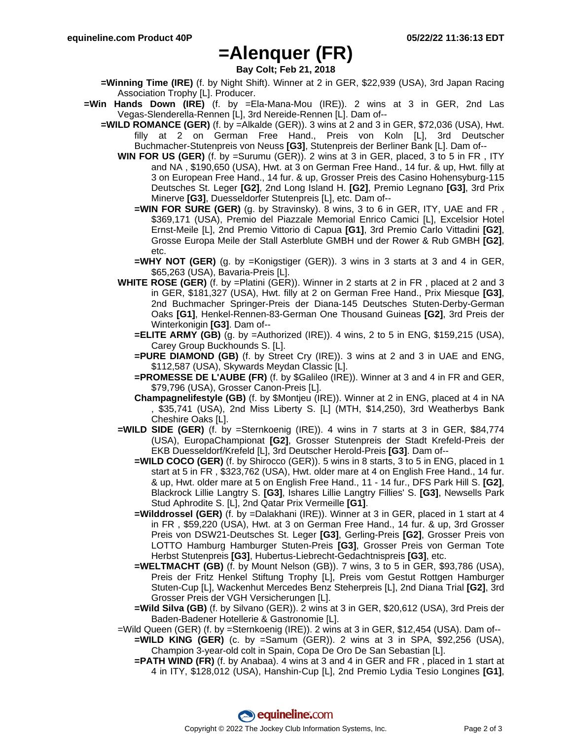# =Alenquer (FR)

**Bay Colt; Feb 21, 2018**

- **=Winning Time (IRE)** (f. by Night Shift). Winner at 2 in GER, $22,939 (USA), 3rd Japan Racing Association Trophy [L]. Producer.
- **=Win Hands Down (IRE)** (f. by =Ela-Mana-Mou (IRE)). 2 wins at 3 in GER, 2nd Las Vegas-Slenderella-Rennen [L], 3rd Nereide-Rennen [L]. Dam of--
  - **=WILD ROMANCE (GER)** (f. by =Alkalde (GER)). 3 wins at 2 and 3 in GER, $72,036 (USA), Hwt. filly at 2 on German Free Hand., Preis von Koln [L], 3rd Deutscher Buchmacher-Stutenpreis von Neuss **[G3]**, Stutenpreis der Berliner Bank [L]. Dam of--
    - **WIN FOR US (GER)** (f. by =Surumu (GER)). 2 wins at 3 in GER, placed, 3 to 5 in FR , ITY and NA , $190,650 (USA), Hwt. at 3 on German Free Hand., 14 fur. & up, Hwt. filly at 3 on European Free Hand., 14 fur. & up, Grosser Preis des Casino Hohensyburg-115 Deutsches St. Leger **[G2]**, 2nd Long Island H. **[G2]**, Premio Legnano **[G3]**, 3rd Prix Minerve **[G3]**, Duesseldorfer Stutenpreis [L], etc. Dam of--
      - **=WIN FOR SURE (GER)** (g. by Stravinsky). 8 wins, 3 to 6 in GER, ITY, UAE and FR , $369,171 (USA), Premio del Piazzale Memorial Enrico Camici [L], Excelsior Hotel Ernst-Meile [L], 2nd Premio Vittorio di Capua **[G1]**, 3rd Premio Carlo Vittadini **[G2]**, Grosse Europa Meile der Stall Asterblute GMBH und der Rower & Rub GMBH **[G2]**, etc.
      - **=WHY NOT (GER)** (g. by =Konigstiger (GER)). 3 wins in 3 starts at 3 and 4 in GER, $65,263 (USA), Bavaria-Preis [L].
    - **WHITE ROSE (GER)** (f. by =Platini (GER)). Winner in 2 starts at 2 in FR , placed at 2 and 3 in GER, $181,327 (USA), Hwt. filly at 2 on German Free Hand., Prix Miesque **[G3]**, 2nd Buchmacher Springer-Preis der Diana-145 Deutsches Stuten-Derby-German Oaks **[G1]**, Henkel-Rennen-83-German One Thousand Guineas **[G2]**, 3rd Preis der Winterkonigin **[G3]**. Dam of--
      - **=ELITE ARMY (GB)** (g. by =Authorized (IRE)). 4 wins, 2 to 5 in ENG, $159,215 (USA), Carey Group Buckhounds S. [L].
      - **=PURE DIAMOND (GB)** (f. by Street Cry (IRE)). 3 wins at 2 and 3 in UAE and ENG, $112,587 (USA), Skywards Meydan Classic [L].
      - **=PROMESSE DE L'AUBE (FR)** (f. by $Galileo (IRE)). Winner at 3 and 4 in FR and GER, $79,796 (USA), Grosser Canon-Preis [L].
      - **Champagnelifestyle (GB)** (f. by $Montjeu (IRE)). Winner at 2 in ENG, placed at 4 in NA , $35,741 (USA), 2nd Miss Liberty S. [L] (MTH, $14,250), 3rd Weatherbys Bank Cheshire Oaks [L].
    - **=WILD SIDE (GER)** (f. by =Sternkoenig (IRE)). 4 wins in 7 starts at 3 in GER, $84,774 (USA), EuropaChampionat **[G2]**, Grosser Stutenpreis der Stadt Krefeld-Preis der EKB Duesseldorf/Krefeld [L], 3rd Deutscher Herold-Preis **[G3]**. Dam of--
      - **=WILD COCO (GER)** (f. by Shirocco (GER)). 5 wins in 8 starts, 3 to 5 in ENG, placed in 1 start at 5 in FR , $323,762 (USA), Hwt. older mare at 4 on English Free Hand., 14 fur. & up, Hwt. older mare at 5 on English Free Hand., 11 - 14 fur., DFS Park Hill S. **[G2]**, Blackrock Lillie Langtry S. **[G3]**, Ishares Lillie Langtry Fillies' S. **[G3]**, Newsells Park Stud Aphrodite S. [L], 2nd Qatar Prix Vermeille **[G1]**.
      - **=Wilddrossel (GER)** (f. by =Dalakhani (IRE)). Winner at 3 in GER, placed in 1 start at 4 in FR , $59,220 (USA), Hwt. at 3 on German Free Hand., 14 fur. & up, 3rd Grosser Preis von DSW21-Deutsches St. Leger **[G3]**, Gerling-Preis **[G2]**, Grosser Preis von LOTTO Hamburg Hamburger Stuten-Preis **[G3]**, Grosser Preis von German Tote Herbst Stutenpreis **[G3]**, Hubertus-Liebrecht-Gedachtnispreis **[G3]**, etc.
      - **=WELTMACHT (GB)** (f. by Mount Nelson (GB)). 7 wins, 3 to 5 in GER, $93,786 (USA), Preis der Fritz Henkel Stiftung Trophy [L], Preis vom Gestut Rottgen Hamburger Stuten-Cup [L], Wackenhut Mercedes Benz Steherpreis [L], 2nd Diana Trial **[G2]**, 3rd Grosser Preis der VGH Versicherungen [L].
      - **=Wild Silva (GB)** (f. by Silvano (GER)). 2 wins at 3 in GER, $20,612 (USA), 3rd Preis der Baden-Badener Hotellerie & Gastronomie [L].
    - =Wild Queen (GER) (f. by =Sternkoenig (IRE)). 2 wins at 3 in GER, $12,454 (USA). Dam of--
      - **=WILD KING (GER)** (c. by =Samum (GER)). 2 wins at 3 in SPA, $92,256 (USA), Champion 3-year-old colt in Spain, Copa De Oro De San Sebastian [L].
      - **=PATH WIND (FR)** (f. by Anabaa). 4 wins at 3 and 4 in GER and FR , placed in 1 start at 4 in ITY, $128,012 (USA), Hanshin-Cup [L], 2nd Premio Lydia Tesio Longines **[G1]**,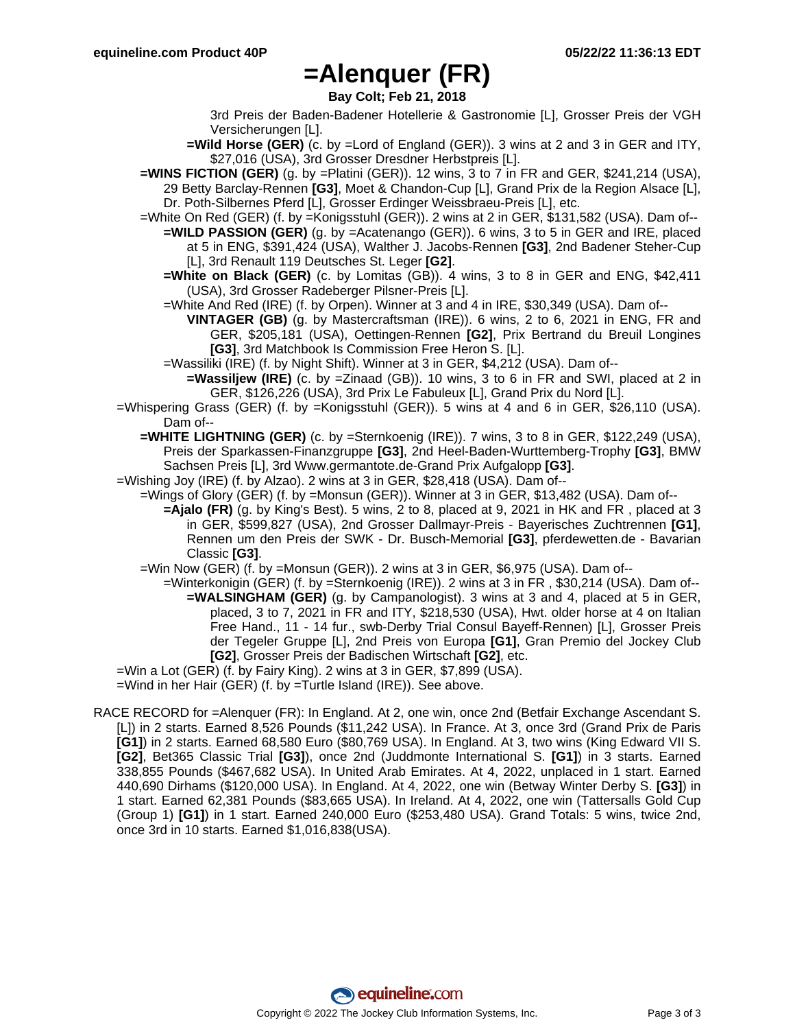# =Alenquer (FR)

**Bay Colt; Feb 21, 2018**

3rd Preis der Baden-Badener Hotellerie & Gastronomie [L], Grosser Preis der VGH Versicherungen [L].

**=Wild Horse (GER)** (c. by =Lord of England (GER)). 3 wins at 2 and 3 in GER and ITY, $27,016 (USA), 3rd Grosser Dresdner Herbstpreis [L].

**=WINS FICTION (GER)** (g. by =Platini (GER)). 12 wins, 3 to 7 in FR and GER, $241,214 (USA), 29 Betty Barclay-Rennen **[G3]**, Moet & Chandon-Cup [L], Grand Prix de la Region Alsace [L], Dr. Poth-Silbernes Pferd [L], Grosser Erdinger Weissbraeu-Preis [L], etc.

=White On Red (GER) (f. by =Konigsstuhl (GER)). 2 wins at 2 in GER, $131,582 (USA). Dam of--

**=WILD PASSION (GER)** (g. by =Acatenango (GER)). 6 wins, 3 to 5 in GER and IRE, placed at 5 in ENG, $391,424 (USA), Walther J. Jacobs-Rennen **[G3]**, 2nd Badener Steher-Cup [L], 3rd Renault 119 Deutsches St. Leger **[G2]**.

**=White on Black (GER)** (c. by Lomitas (GB)). 4 wins, 3 to 8 in GER and ENG, $42,411 (USA), 3rd Grosser Radeberger Pilsner-Preis [L].

=White And Red (IRE) (f. by Orpen). Winner at 3 and 4 in IRE, $30,349 (USA). Dam of--

**VINTAGER (GB)** (g. by Mastercraftsman (IRE)). 6 wins, 2 to 6, 2021 in ENG, FR and GER, $205,181 (USA), Oettingen-Rennen **[G2]**, Prix Bertrand du Breuil Longines **[G3]**, 3rd Matchbook Is Commission Free Heron S. [L].

=Wassiliki (IRE) (f. by Night Shift). Winner at 3 in GER, $4,212 (USA). Dam of--

**=Wassiljew (IRE)** (c. by =Zinaad (GB)). 10 wins, 3 to 6 in FR and SWI, placed at 2 in GER, $126,226 (USA), 3rd Prix Le Fabuleux [L], Grand Prix du Nord [L].

=Whispering Grass (GER) (f. by =Konigsstuhl (GER)). 5 wins at 4 and 6 in GER, $26,110 (USA). Dam of--

**=WHITE LIGHTNING (GER)** (c. by =Sternkoenig (IRE)). 7 wins, 3 to 8 in GER, $122,249 (USA), Preis der Sparkassen-Finanzgruppe **[G3]**, 2nd Heel-Baden-Wurttemberg-Trophy **[G3]**, BMW Sachsen Preis [L], 3rd Www.germantote.de-Grand Prix Aufgalopp **[G3]**.

=Wishing Joy (IRE) (f. by Alzao). 2 wins at 3 in GER, $28,418 (USA). Dam of--

=Wings of Glory (GER) (f. by =Monsun (GER)). Winner at 3 in GER, $13,482 (USA). Dam of--

**=Ajalo (FR)** (g. by King's Best). 5 wins, 2 to 8, placed at 9, 2021 in HK and FR , placed at 3 in GER, $599,827 (USA), 2nd Grosser Dallmayr-Preis - Bayerisches Zuchtrennen **[G1]**, Rennen um den Preis der SWK - Dr. Busch-Memorial **[G3]**, pferdewetten.de - Bavarian Classic **[G3]**.

=Win Now (GER) (f. by =Monsun (GER)). 2 wins at 3 in GER, $6,975 (USA). Dam of--

=Winterkonigin (GER) (f. by =Sternkoenig (IRE)). 2 wins at 3 in FR , $30,214 (USA). Dam of--

**=WALSINGHAM (GER)** (g. by Campanologist). 3 wins at 3 and 4, placed at 5 in GER, placed, 3 to 7, 2021 in FR and ITY, $218,530 (USA), Hwt. older horse at 4 on Italian Free Hand., 11 - 14 fur., swb-Derby Trial Consul Bayeff-Rennen) [L], Grosser Preis der Tegeler Gruppe [L], 2nd Preis von Europa **[G1]**, Gran Premio del Jockey Club **[G2]**, Grosser Preis der Badischen Wirtschaft **[G2]**, etc.

=Win a Lot (GER) (f. by Fairy King). 2 wins at 3 in GER, $7,899 (USA).

=Wind in her Hair (GER) (f. by =Turtle Island (IRE)). See above.

RACE RECORD for =Alenquer (FR): In England. At 2, one win, once 2nd (Betfair Exchange Ascendant S. [L]) in 2 starts. Earned 8,526 Pounds ($11,242 USA). In France. At 3, once 3rd (Grand Prix de Paris **[G1]**) in 2 starts. Earned 68,580 Euro ($80,769 USA). In England. At 3, two wins (King Edward VII S. **[G2]**, Bet365 Classic Trial **[G3]**), once 2nd (Juddmonte International S. **[G1]**) in 3 starts. Earned 338,855 Pounds ($467,682 USA). In United Arab Emirates. At 4, 2022, unplaced in 1 start. Earned 440,690 Dirhams ($120,000 USA). In England. At 4, 2022, one win (Betway Winter Derby S. **[G3]**) in 1 start. Earned 62,381 Pounds ($83,665 USA). In Ireland. At 4, 2022, one win (Tattersalls Gold Cup (Group 1) **[G1]**) in 1 start. Earned 240,000 Euro ($253,480 USA). Grand Totals: 5 wins, twice 2nd, once 3rd in 10 starts. Earned $1,016,838(USA).